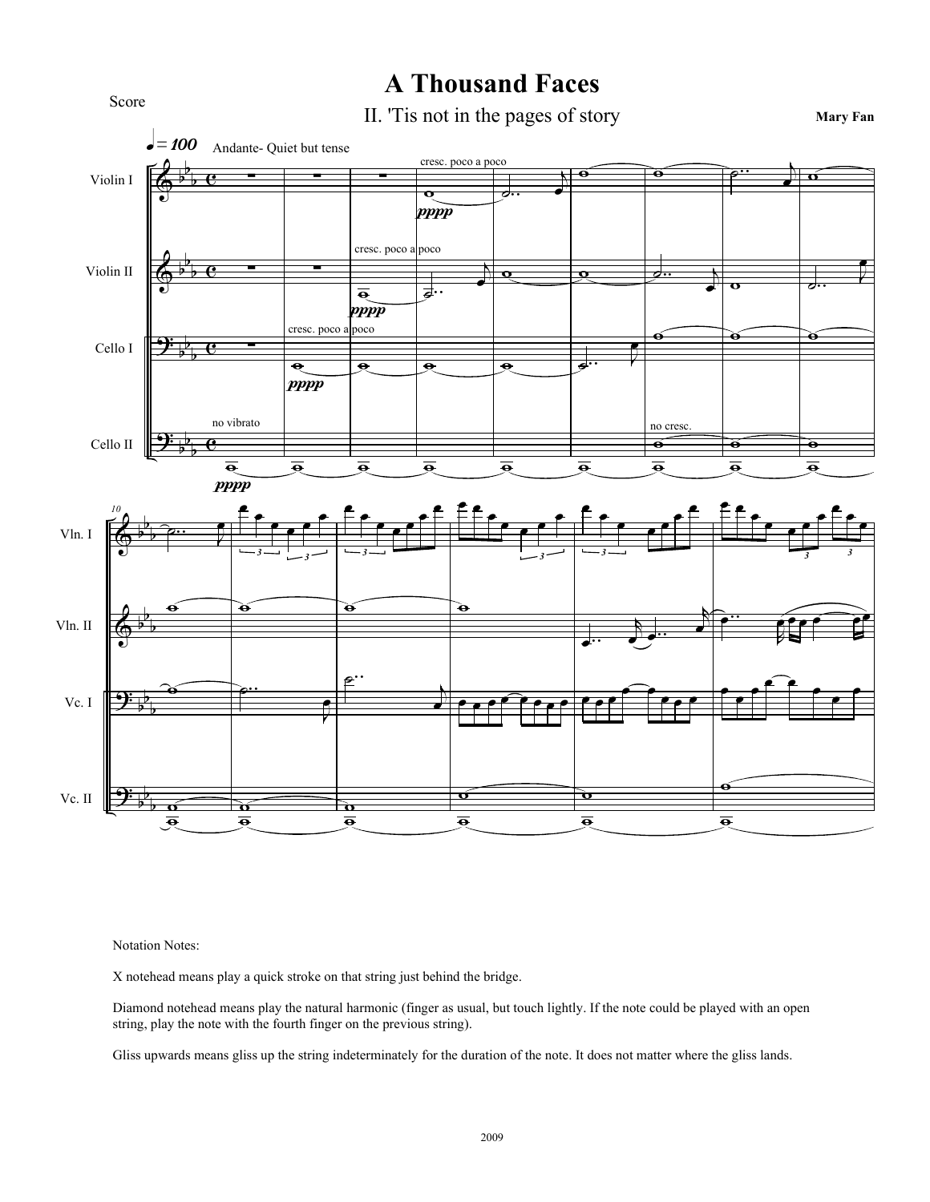Score

# A Thousand Faces

## II. 'Tis not in the pages of story

**Mary Fan**

Notation Notes:

X notehead means play a quick stroke on that string just behind the bridge.

Diamond notehead means play the natural harmonic (finger as usual, but touch lightly. If the note could be played with an open string, play the note with the fourth finger on the previous string).

Gliss upwards means gliss up the string indeterminately for the duration of the note. It does not matter where the gliss lands.

2009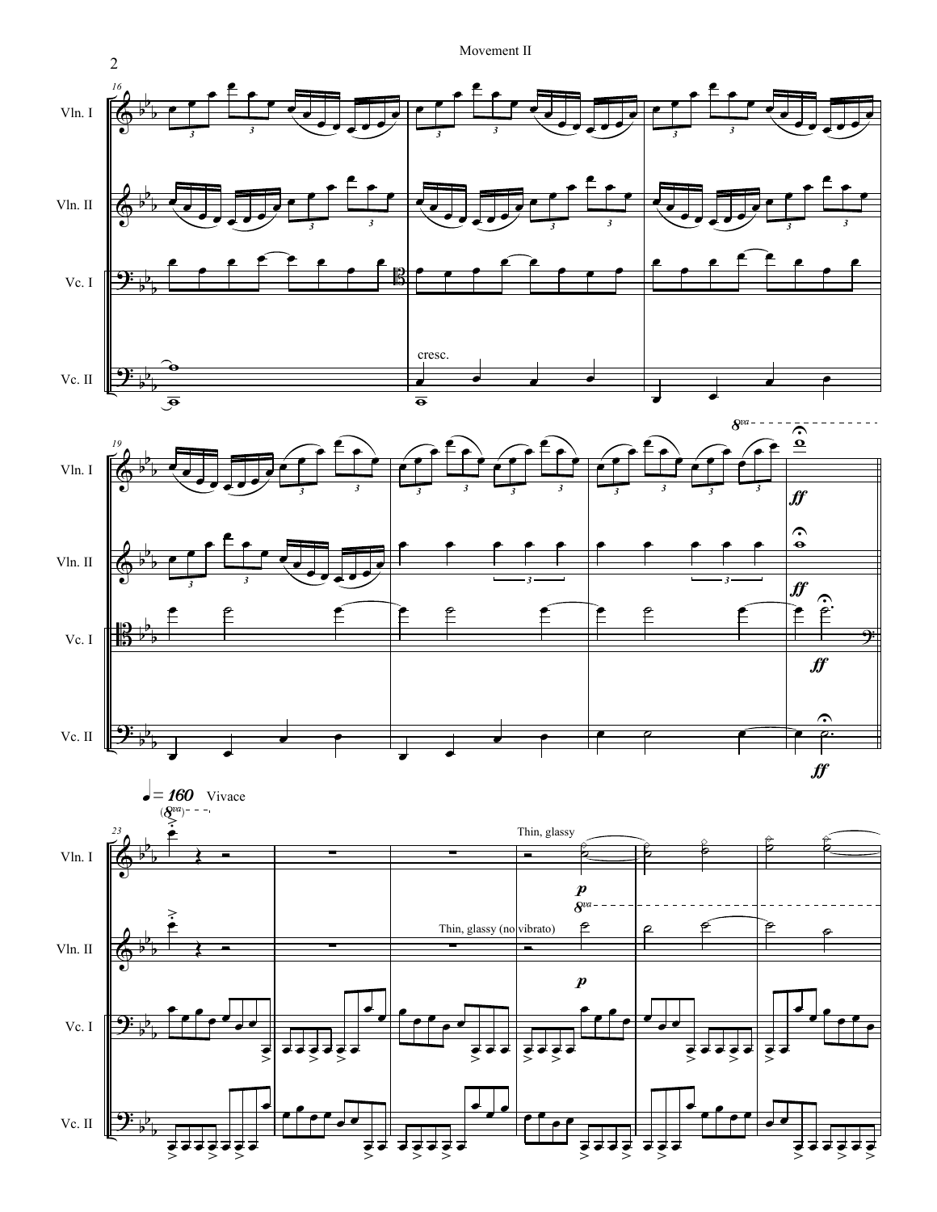# Movement II

Vln. I

Vln. II

Vc. I

Vc. II

cresc.

ff

♩= 160 Vivace

Thin, glassy

Thin, glassy (no vibrato)

p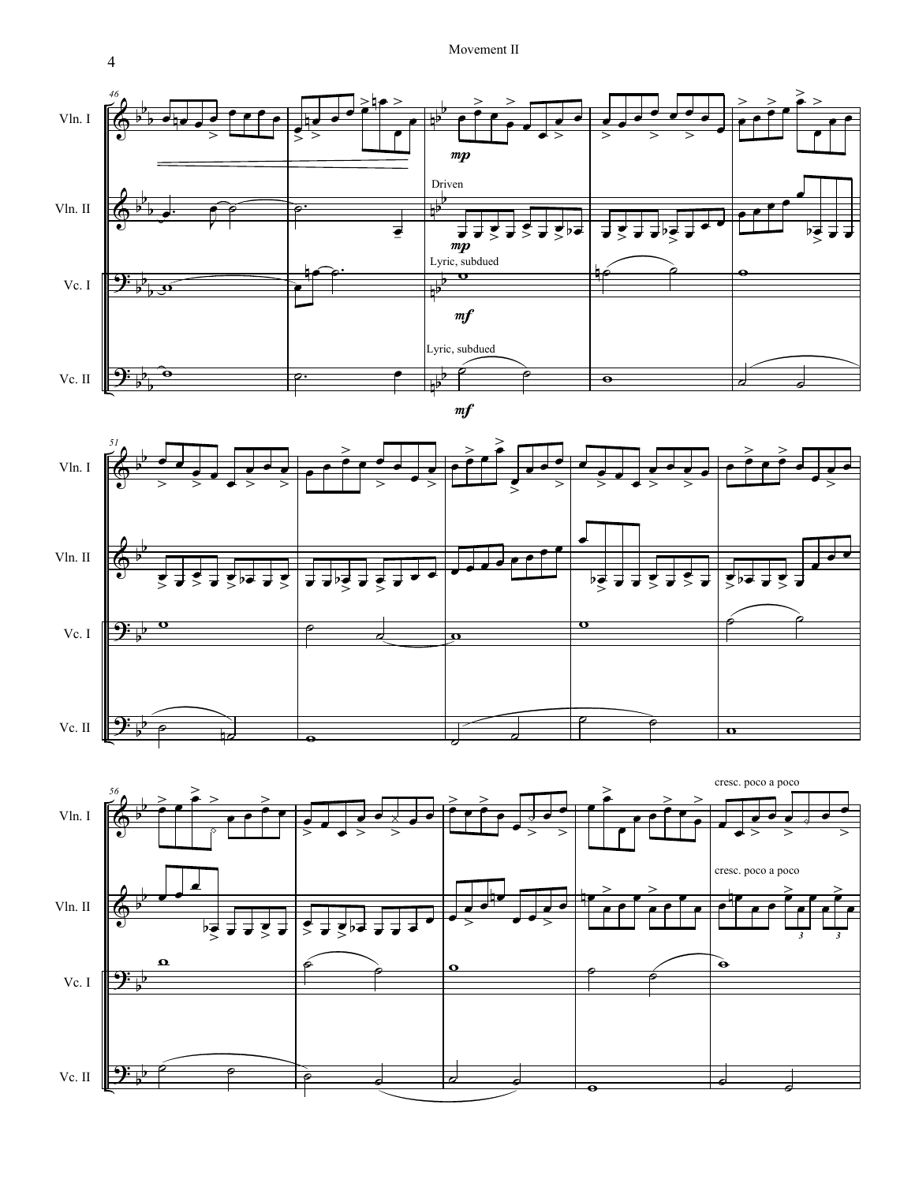Vln. I

Vln. II

Vc. I

Vc. II

*mp*

Driven

*mp*

Lyric, subdued

*mf*

Lyric, subdued

*mf*

cresc. poco a poco

cresc. poco a poco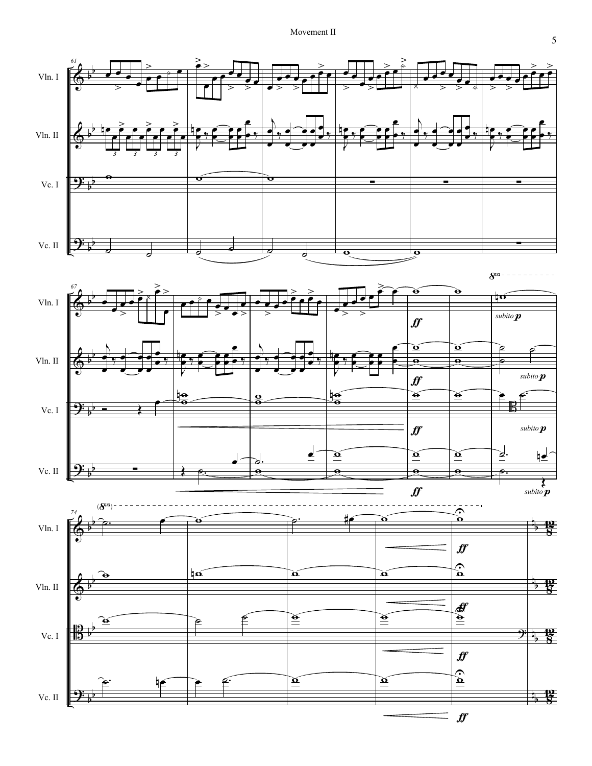Vln. I

Vln. II

Vc. I

Vc. II

*ff*

*subito p*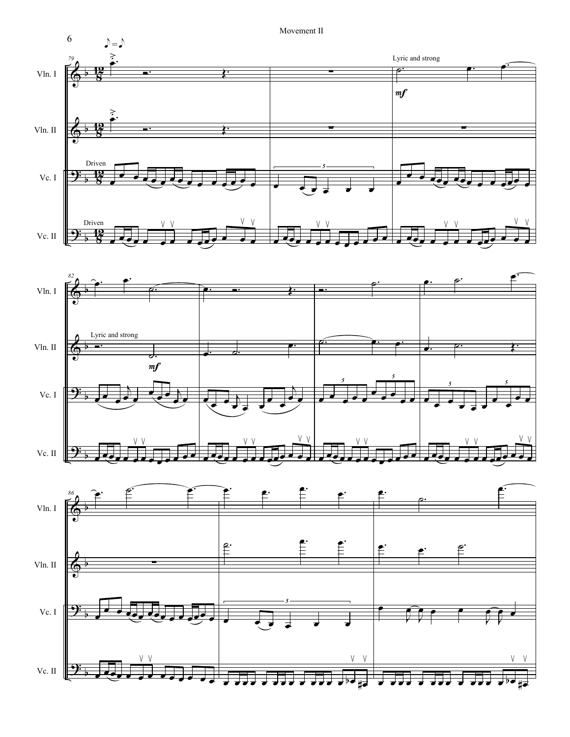# Movement II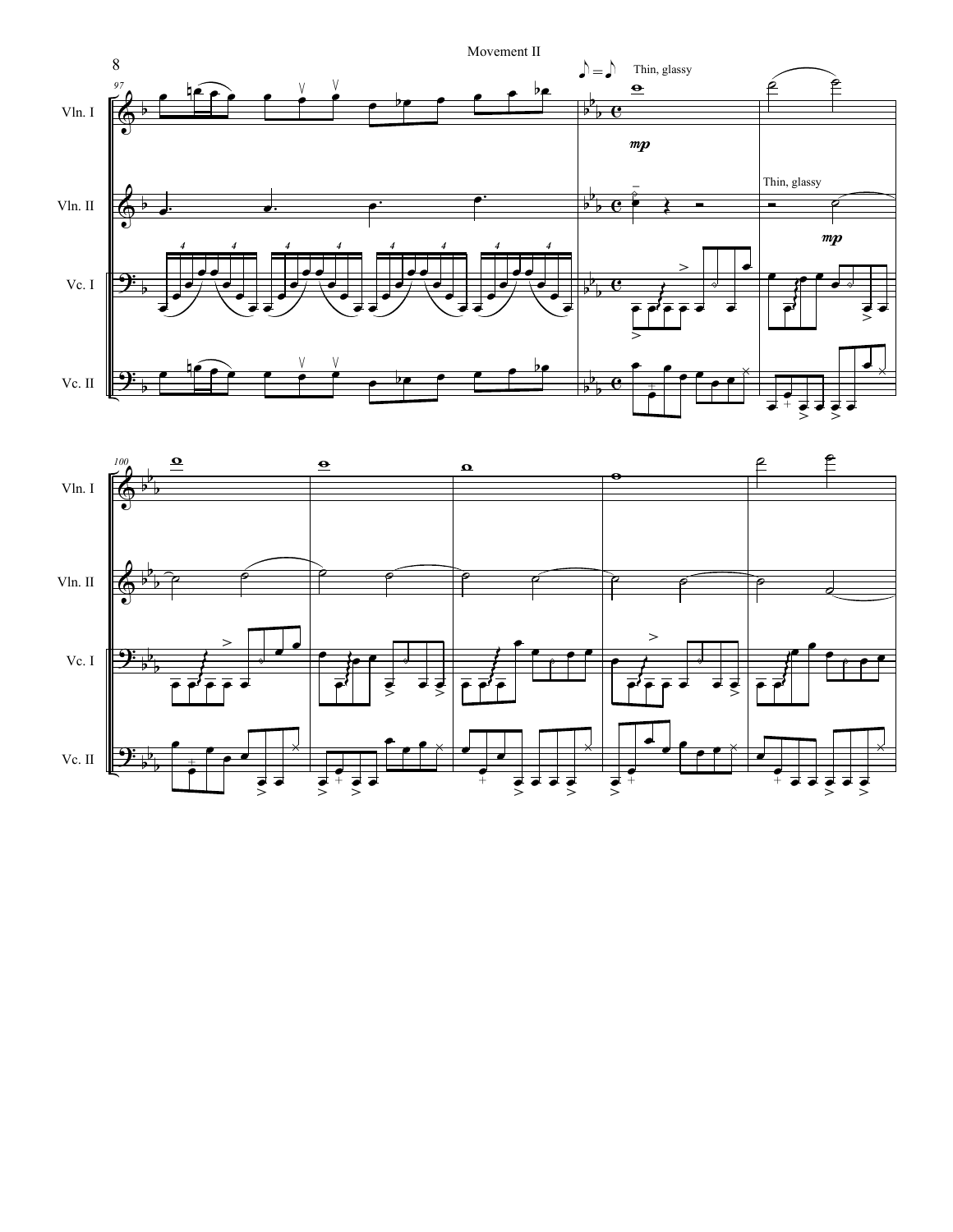Movement II

Thin, glassy

*mp*

Thin, glassy

*mp*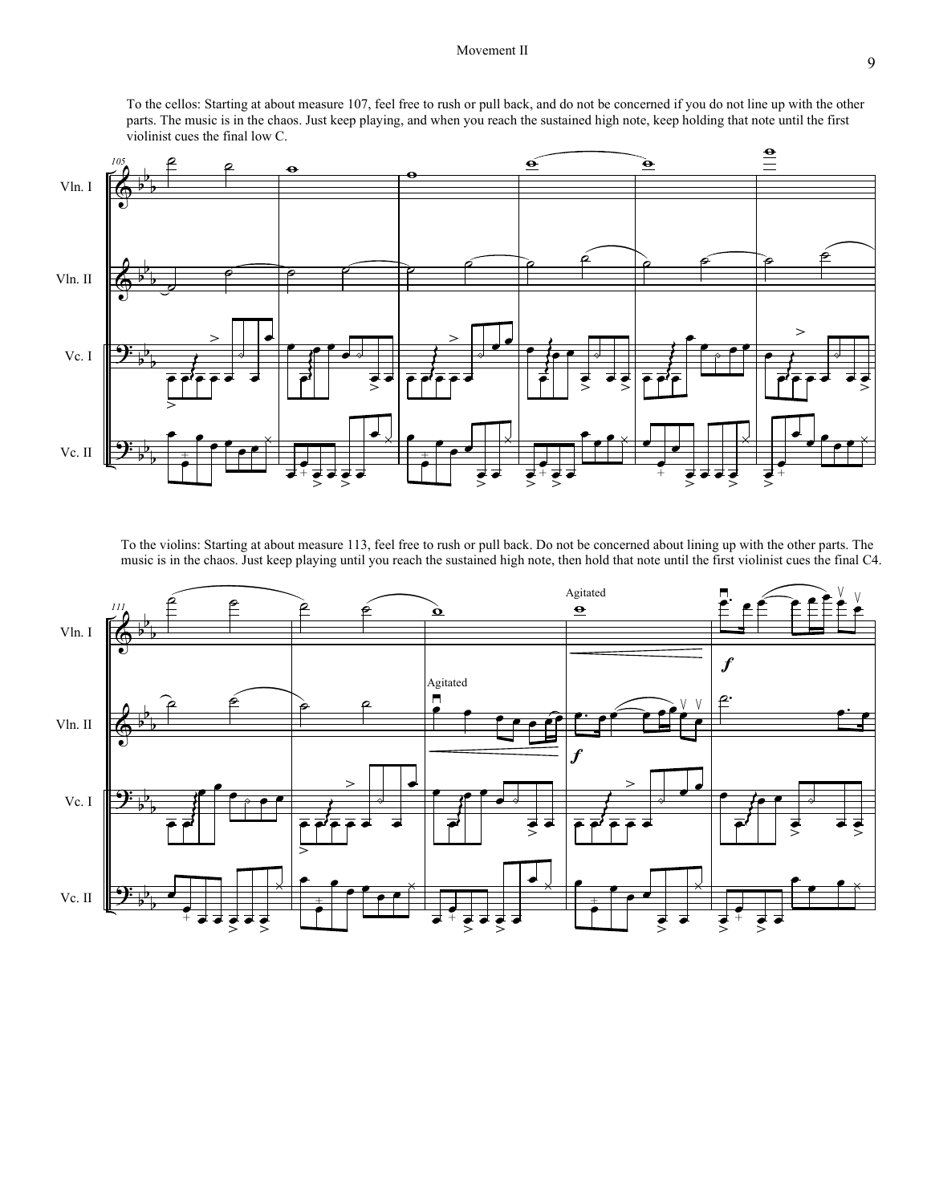To the cellos: Starting at about measure 107, feel free to rush or pull back, and do not be concerned if you do not line up with the other parts. The music is in the chaos. Just keep playing, and when you reach the sustained high note, keep holding that note until the first violinist cues the final low C.

To the violins: Starting at about measure 113, feel free to rush or pull back. Do not be concerned about lining up with the other parts. The music is in the chaos. Just keep playing until you reach the sustained high note, then hold that note until the first violinist cues the final C4.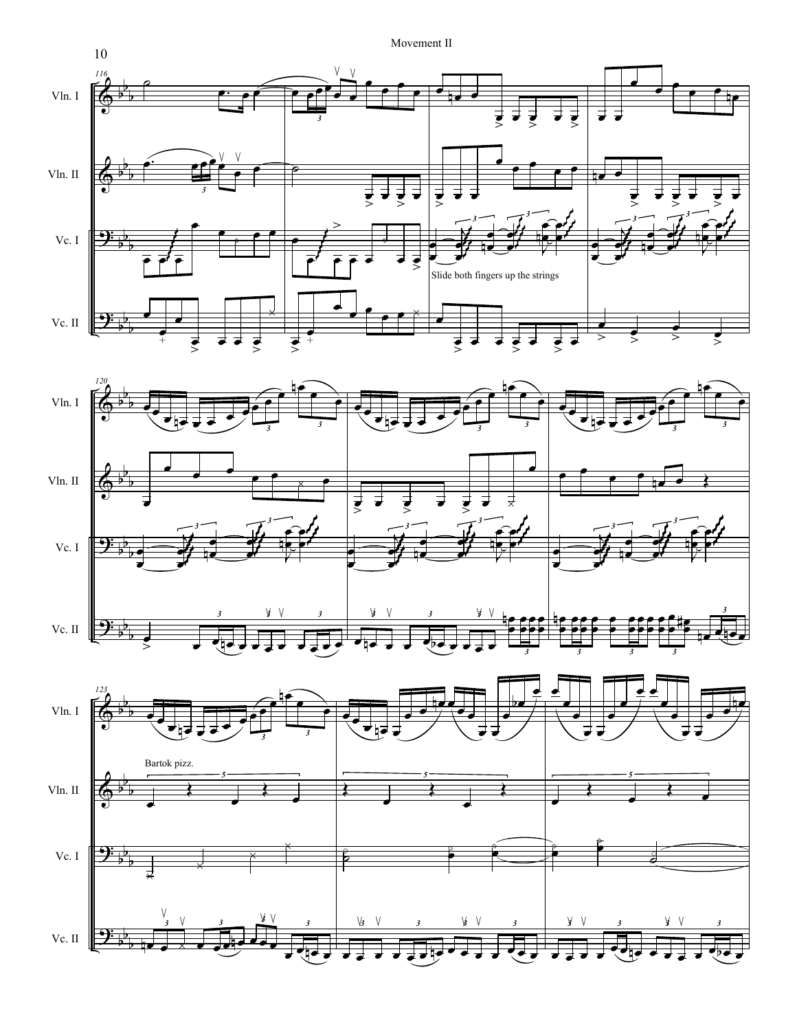Movement II

Slide both fingers up the strings

Bartok pizz.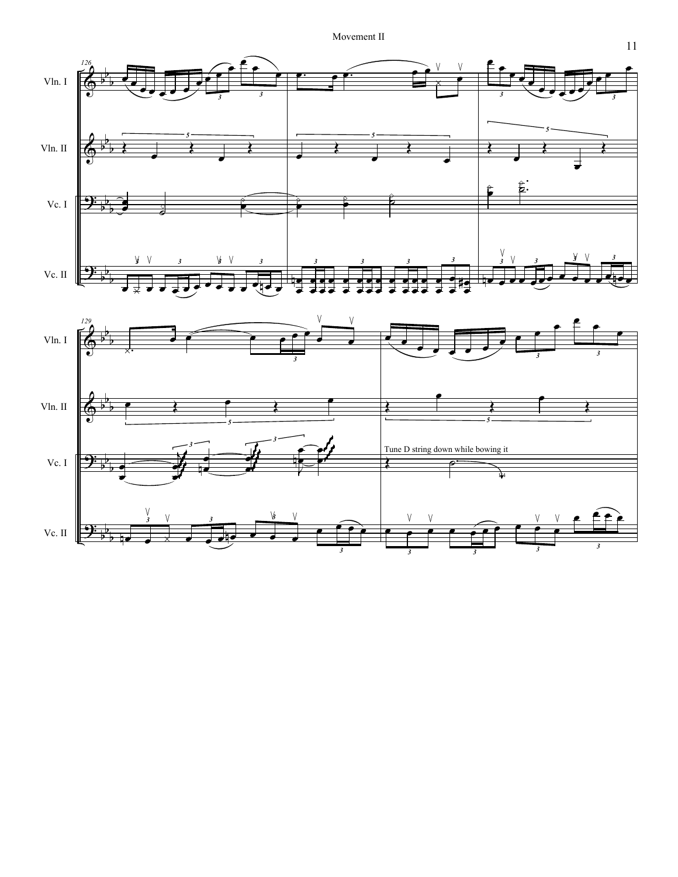Vln. I

Vln. II

Vc. I

Vc. II

Tune D string down while bowing it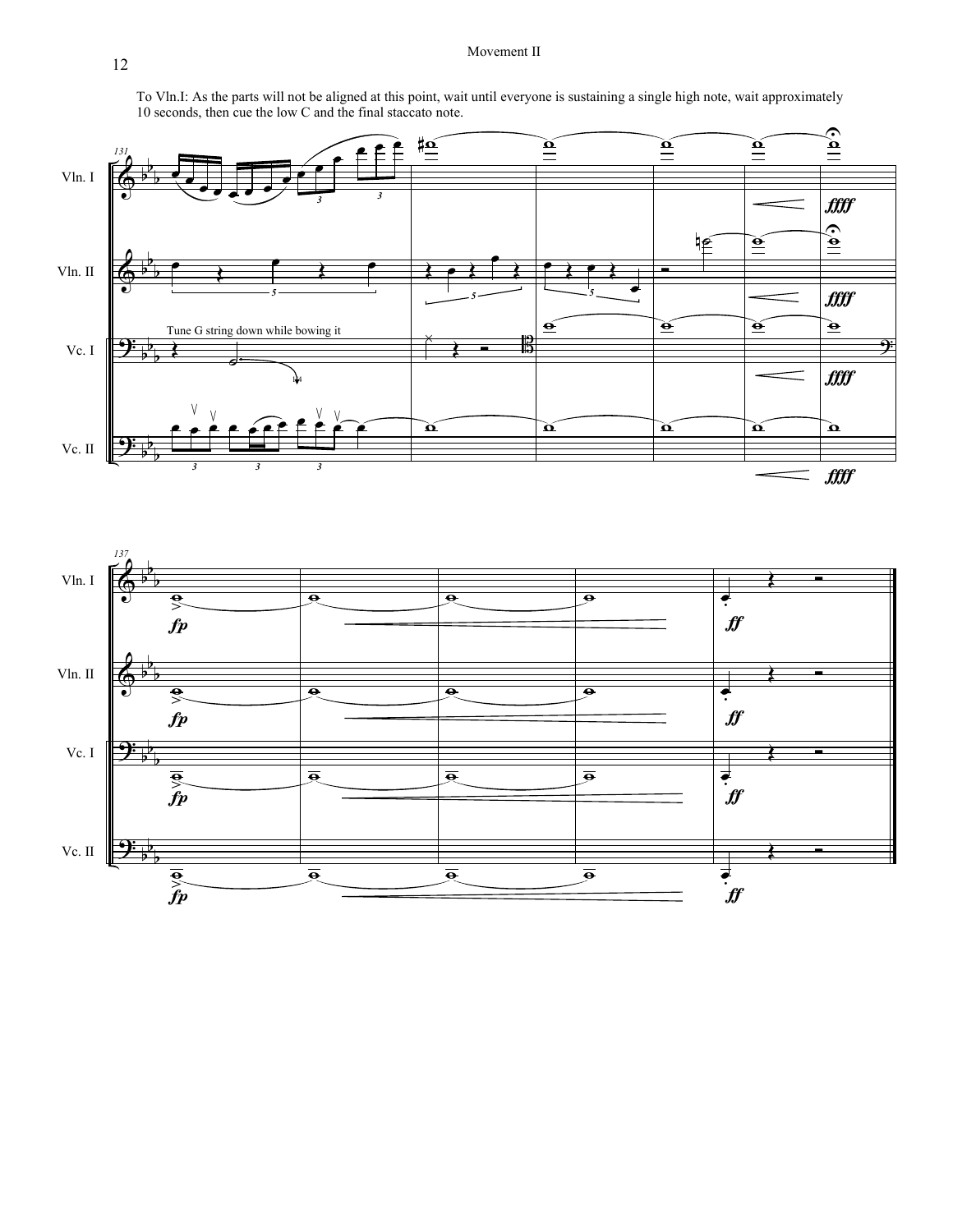To Vln.I: As the parts will not be aligned at this point, wait until everyone is sustaining a single high note, wait approximately 10 seconds, then cue the low C and the final staccato note.

Tune G string down while bowing it